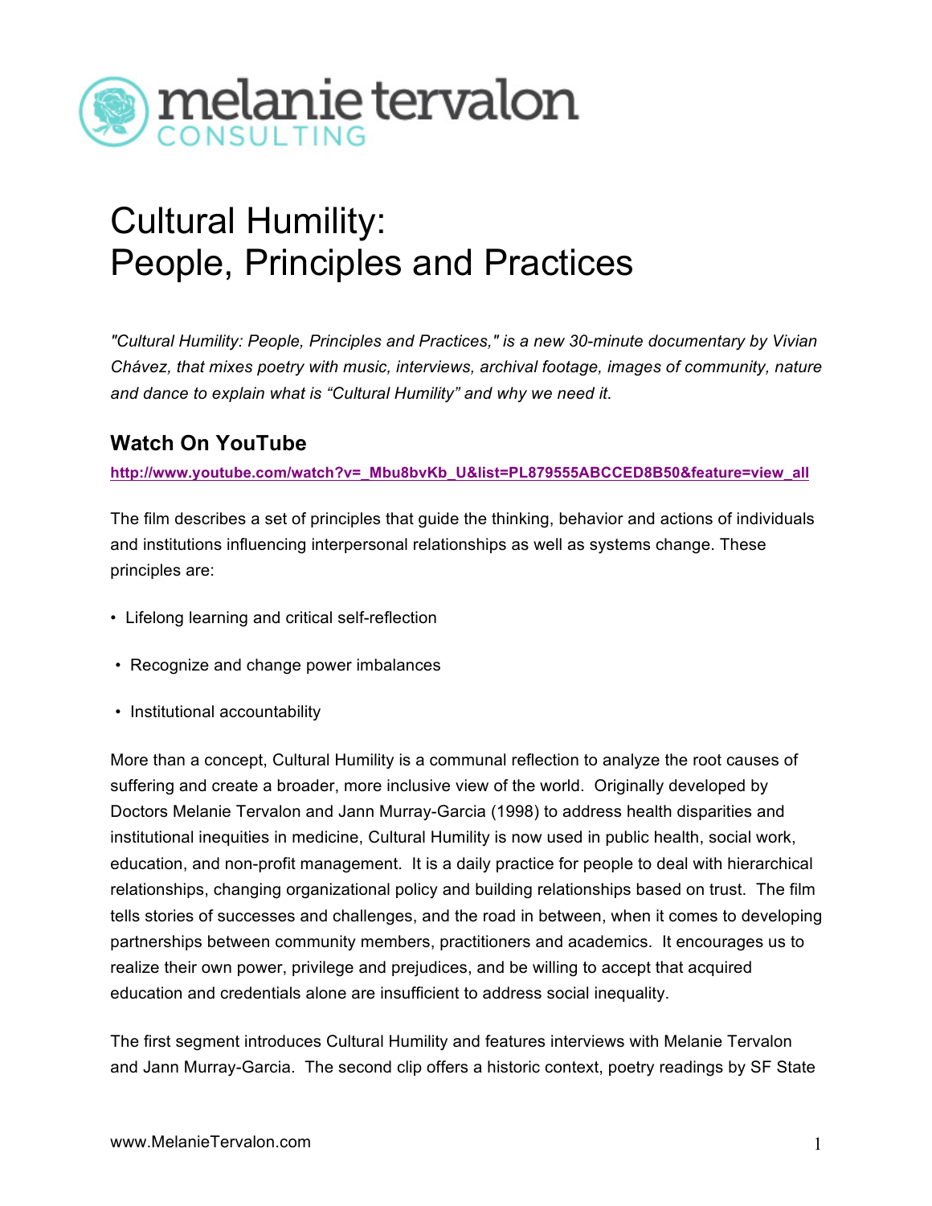melanie tervalon CONSULTING

# Cultural Humility: People, Principles and Practices

*"Cultural Humility: People, Principles and Practices," is a new 30-minute documentary by Vivian Chávez, that mixes poetry with music, interviews, archival footage, images of community, nature and dance to explain what is "Cultural Humility" and why we need it.*

## Watch On YouTube

**http://www.youtube.com/watch?v=_Mbu8bvKb_U&list=PL879555ABCCED8B50&feature=view_all**

The film describes a set of principles that guide the thinking, behavior and actions of individuals and institutions influencing interpersonal relationships as well as systems change. These principles are:

- Lifelong learning and critical self-reflection
- Recognize and change power imbalances
- Institutional accountability

More than a concept, Cultural Humility is a communal reflection to analyze the root causes of suffering and create a broader, more inclusive view of the world. Originally developed by Doctors Melanie Tervalon and Jann Murray-Garcia (1998) to address health disparities and institutional inequities in medicine, Cultural Humility is now used in public health, social work, education, and non-profit management. It is a daily practice for people to deal with hierarchical relationships, changing organizational policy and building relationships based on trust. The film tells stories of successes and challenges, and the road in between, when it comes to developing partnerships between community members, practitioners and academics. It encourages us to realize their own power, privilege and prejudices, and be willing to accept that acquired education and credentials alone are insufficient to address social inequality.

The first segment introduces Cultural Humility and features interviews with Melanie Tervalon and Jann Murray-Garcia. The second clip offers a historic context, poetry readings by SF State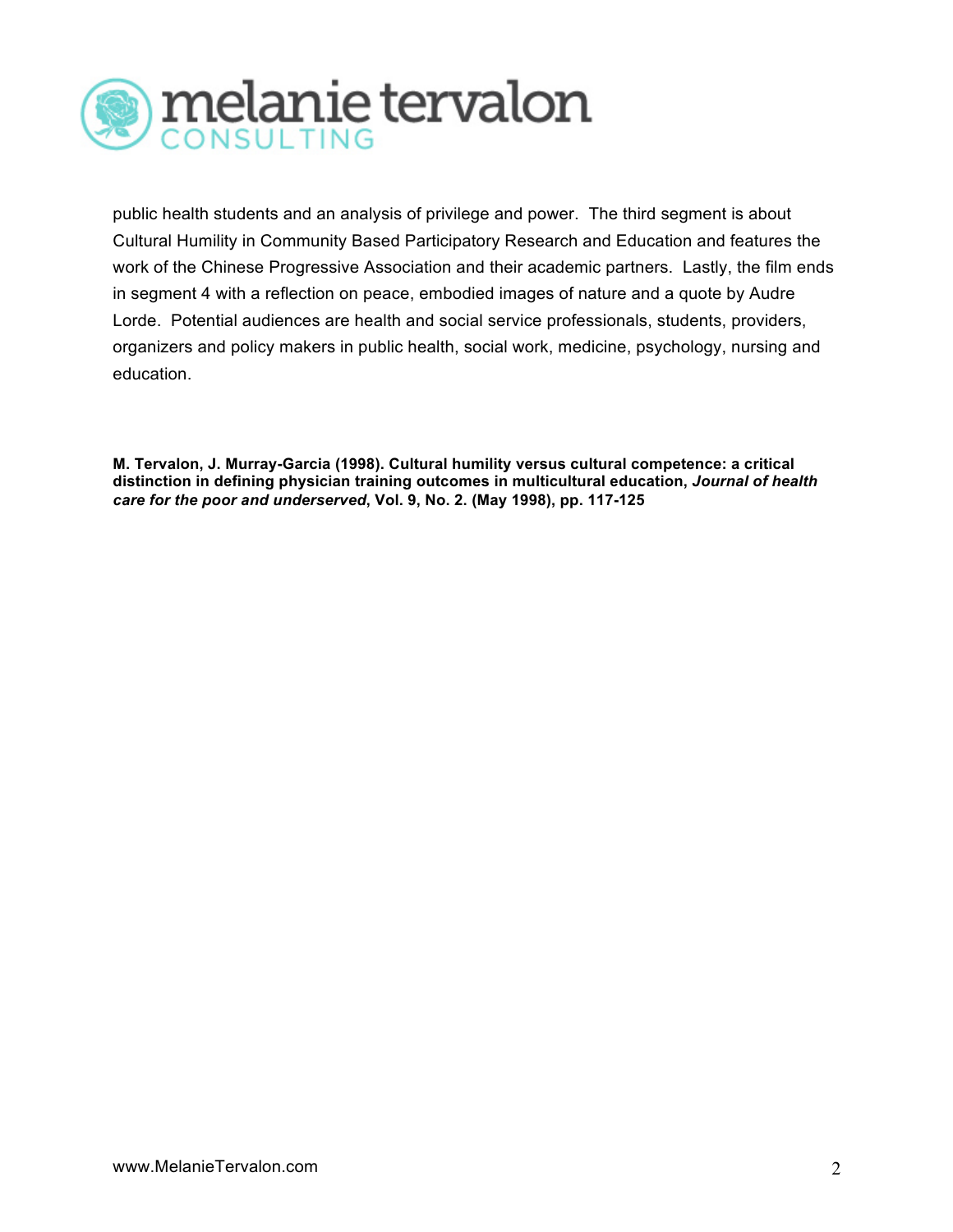public health students and an analysis of privilege and power. The third segment is about Cultural Humility in Community Based Participatory Research and Education and features the work of the Chinese Progressive Association and their academic partners. Lastly, the film ends in segment 4 with a reflection on peace, embodied images of nature and a quote by Audre Lorde. Potential audiences are health and social service professionals, students, providers, organizers and policy makers in public health, social work, medicine, psychology, nursing and education.

**M. Tervalon, J. Murray-Garcia (1998). Cultural humility versus cultural competence: a critical distinction in defining physician training outcomes in multicultural education, *Journal of health care for the poor and underserved*, Vol. 9, No. 2. (May 1998), pp. 117-125**